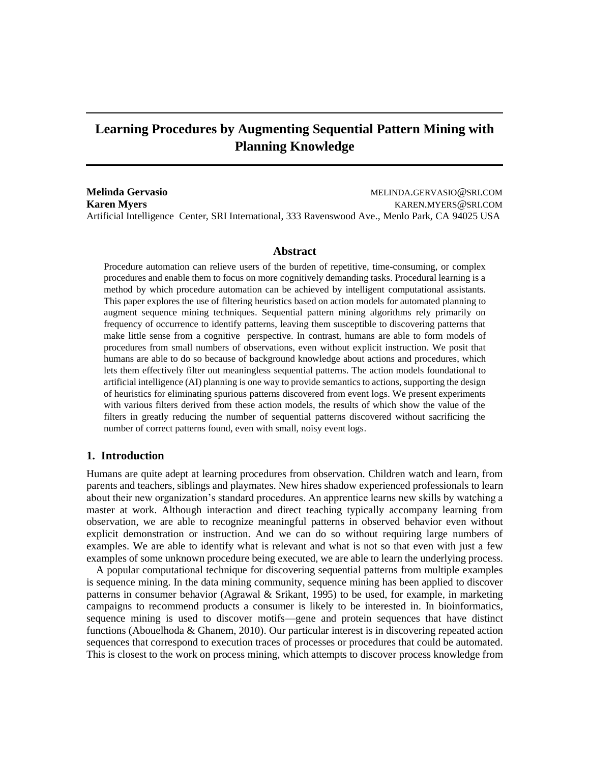# Learning Procedures by Augmenting Sequential Pattern Mining with Planning Knowledge

**Melinda Gervasio** MELINDA.GERVASIO@SRI.COM
**Karen Myers** KAREN.MYERS@SRI.COM
Artificial Intelligence Center, SRI International, 333 Ravenswood Ave., Menlo Park, CA 94025 USA

## Abstract

Procedure automation can relieve users of the burden of repetitive, time-consuming, or complex procedures and enable them to focus on more cognitively demanding tasks. Procedural learning is a method by which procedure automation can be achieved by intelligent computational assistants. This paper explores the use of filtering heuristics based on action models for automated planning to augment sequence mining techniques. Sequential pattern mining algorithms rely primarily on frequency of occurrence to identify patterns, leaving them susceptible to discovering patterns that make little sense from a cognitive perspective. In contrast, humans are able to form models of procedures from small numbers of observations, even without explicit instruction. We posit that humans are able to do so because of background knowledge about actions and procedures, which lets them effectively filter out meaningless sequential patterns. The action models foundational to artificial intelligence (AI) planning is one way to provide semantics to actions, supporting the design of heuristics for eliminating spurious patterns discovered from event logs. We present experiments with various filters derived from these action models, the results of which show the value of the filters in greatly reducing the number of sequential patterns discovered without sacrificing the number of correct patterns found, even with small, noisy event logs.

## 1. Introduction

Humans are quite adept at learning procedures from observation. Children watch and learn, from parents and teachers, siblings and playmates. New hires shadow experienced professionals to learn about their new organization's standard procedures. An apprentice learns new skills by watching a master at work. Although interaction and direct teaching typically accompany learning from observation, we are able to recognize meaningful patterns in observed behavior even without explicit demonstration or instruction. And we can do so without requiring large numbers of examples. We are able to identify what is relevant and what is not so that even with just a few examples of some unknown procedure being executed, we are able to learn the underlying process.

A popular computational technique for discovering sequential patterns from multiple examples is sequence mining. In the data mining community, sequence mining has been applied to discover patterns in consumer behavior (Agrawal & Srikant, 1995) to be used, for example, in marketing campaigns to recommend products a consumer is likely to be interested in. In bioinformatics, sequence mining is used to discover motifs—gene and protein sequences that have distinct functions (Abouelhoda & Ghanem, 2010). Our particular interest is in discovering repeated action sequences that correspond to execution traces of processes or procedures that could be automated. This is closest to the work on process mining, which attempts to discover process knowledge from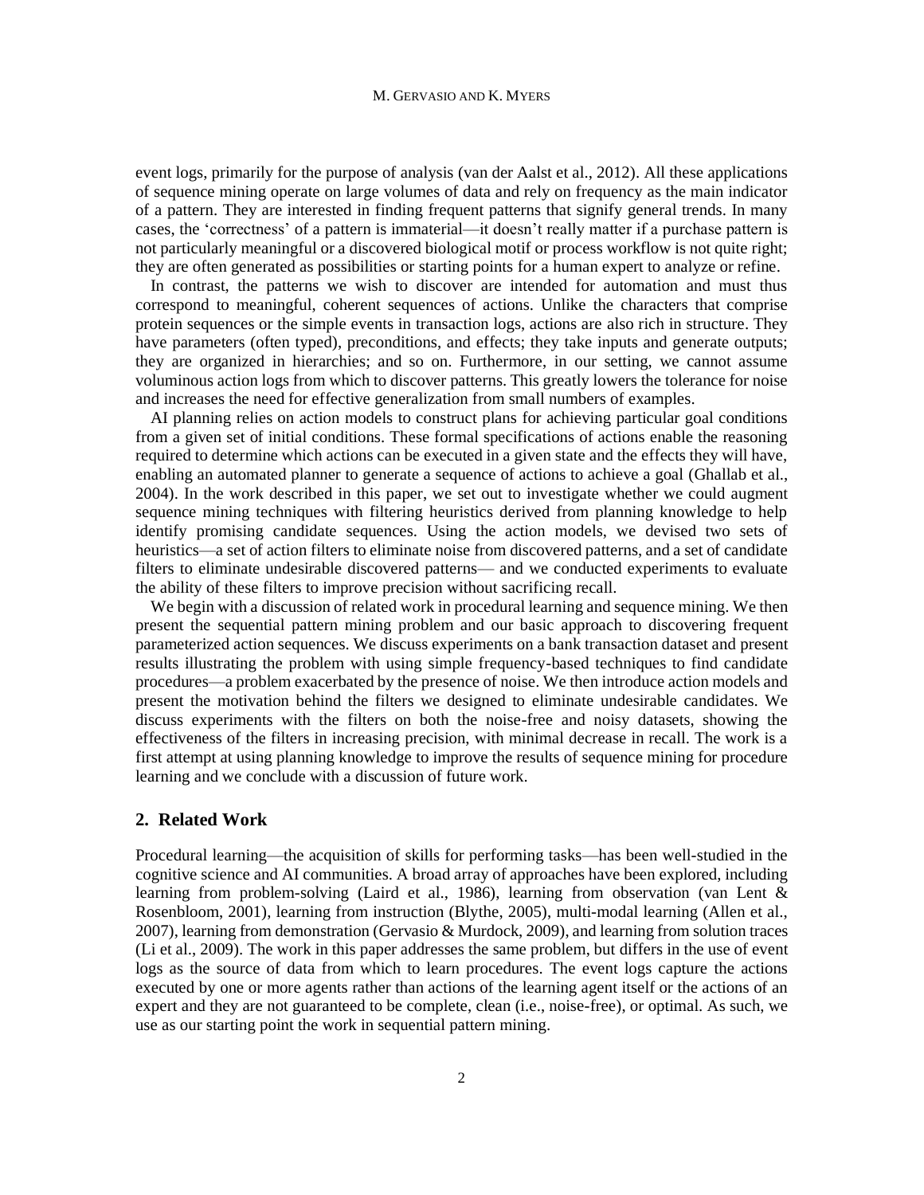event logs, primarily for the purpose of analysis (van der Aalst et al., 2012). All these applications of sequence mining operate on large volumes of data and rely on frequency as the main indicator of a pattern. They are interested in finding frequent patterns that signify general trends. In many cases, the 'correctness' of a pattern is immaterial—it doesn't really matter if a purchase pattern is not particularly meaningful or a discovered biological motif or process workflow is not quite right; they are often generated as possibilities or starting points for a human expert to analyze or refine.

In contrast, the patterns we wish to discover are intended for automation and must thus correspond to meaningful, coherent sequences of actions. Unlike the characters that comprise protein sequences or the simple events in transaction logs, actions are also rich in structure. They have parameters (often typed), preconditions, and effects; they take inputs and generate outputs; they are organized in hierarchies; and so on. Furthermore, in our setting, we cannot assume voluminous action logs from which to discover patterns. This greatly lowers the tolerance for noise and increases the need for effective generalization from small numbers of examples.

AI planning relies on action models to construct plans for achieving particular goal conditions from a given set of initial conditions. These formal specifications of actions enable the reasoning required to determine which actions can be executed in a given state and the effects they will have, enabling an automated planner to generate a sequence of actions to achieve a goal (Ghallab et al., 2004). In the work described in this paper, we set out to investigate whether we could augment sequence mining techniques with filtering heuristics derived from planning knowledge to help identify promising candidate sequences. Using the action models, we devised two sets of heuristics—a set of action filters to eliminate noise from discovered patterns, and a set of candidate filters to eliminate undesirable discovered patterns— and we conducted experiments to evaluate the ability of these filters to improve precision without sacrificing recall.

We begin with a discussion of related work in procedural learning and sequence mining. We then present the sequential pattern mining problem and our basic approach to discovering frequent parameterized action sequences. We discuss experiments on a bank transaction dataset and present results illustrating the problem with using simple frequency-based techniques to find candidate procedures—a problem exacerbated by the presence of noise. We then introduce action models and present the motivation behind the filters we designed to eliminate undesirable candidates. We discuss experiments with the filters on both the noise-free and noisy datasets, showing the effectiveness of the filters in increasing precision, with minimal decrease in recall. The work is a first attempt at using planning knowledge to improve the results of sequence mining for procedure learning and we conclude with a discussion of future work.

## 2. Related Work

Procedural learning—the acquisition of skills for performing tasks—has been well-studied in the cognitive science and AI communities. A broad array of approaches have been explored, including learning from problem-solving (Laird et al., 1986), learning from observation (van Lent & Rosenbloom, 2001), learning from instruction (Blythe, 2005), multi-modal learning (Allen et al., 2007), learning from demonstration (Gervasio & Murdock, 2009), and learning from solution traces (Li et al., 2009). The work in this paper addresses the same problem, but differs in the use of event logs as the source of data from which to learn procedures. The event logs capture the actions executed by one or more agents rather than actions of the learning agent itself or the actions of an expert and they are not guaranteed to be complete, clean (i.e., noise-free), or optimal. As such, we use as our starting point the work in sequential pattern mining.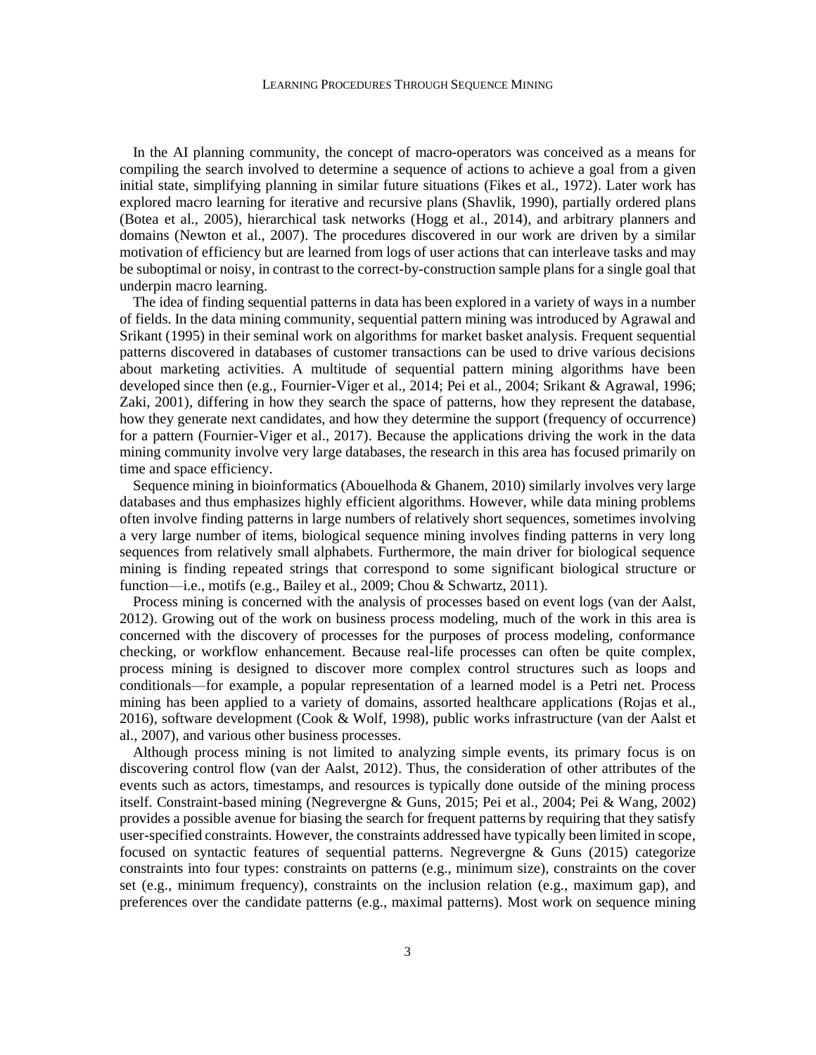In the AI planning community, the concept of macro-operators was conceived as a means for compiling the search involved to determine a sequence of actions to achieve a goal from a given initial state, simplifying planning in similar future situations (Fikes et al., 1972). Later work has explored macro learning for iterative and recursive plans (Shavlik, 1990), partially ordered plans (Botea et al., 2005), hierarchical task networks (Hogg et al., 2014), and arbitrary planners and domains (Newton et al., 2007). The procedures discovered in our work are driven by a similar motivation of efficiency but are learned from logs of user actions that can interleave tasks and may be suboptimal or noisy, in contrast to the correct-by-construction sample plans for a single goal that underpin macro learning.

The idea of finding sequential patterns in data has been explored in a variety of ways in a number of fields. In the data mining community, sequential pattern mining was introduced by Agrawal and Srikant (1995) in their seminal work on algorithms for market basket analysis. Frequent sequential patterns discovered in databases of customer transactions can be used to drive various decisions about marketing activities. A multitude of sequential pattern mining algorithms have been developed since then (e.g., Fournier-Viger et al., 2014; Pei et al., 2004; Srikant & Agrawal, 1996; Zaki, 2001), differing in how they search the space of patterns, how they represent the database, how they generate next candidates, and how they determine the support (frequency of occurrence) for a pattern (Fournier-Viger et al., 2017). Because the applications driving the work in the data mining community involve very large databases, the research in this area has focused primarily on time and space efficiency.

Sequence mining in bioinformatics (Abouelhoda & Ghanem, 2010) similarly involves very large databases and thus emphasizes highly efficient algorithms. However, while data mining problems often involve finding patterns in large numbers of relatively short sequences, sometimes involving a very large number of items, biological sequence mining involves finding patterns in very long sequences from relatively small alphabets. Furthermore, the main driver for biological sequence mining is finding repeated strings that correspond to some significant biological structure or function—i.e., motifs (e.g., Bailey et al., 2009; Chou & Schwartz, 2011).

Process mining is concerned with the analysis of processes based on event logs (van der Aalst, 2012). Growing out of the work on business process modeling, much of the work in this area is concerned with the discovery of processes for the purposes of process modeling, conformance checking, or workflow enhancement. Because real-life processes can often be quite complex, process mining is designed to discover more complex control structures such as loops and conditionals—for example, a popular representation of a learned model is a Petri net. Process mining has been applied to a variety of domains, assorted healthcare applications (Rojas et al., 2016), software development (Cook & Wolf, 1998), public works infrastructure (van der Aalst et al., 2007), and various other business processes.

Although process mining is not limited to analyzing simple events, its primary focus is on discovering control flow (van der Aalst, 2012). Thus, the consideration of other attributes of the events such as actors, timestamps, and resources is typically done outside of the mining process itself. Constraint-based mining (Negrevergne & Guns, 2015; Pei et al., 2004; Pei & Wang, 2002) provides a possible avenue for biasing the search for frequent patterns by requiring that they satisfy user-specified constraints. However, the constraints addressed have typically been limited in scope, focused on syntactic features of sequential patterns. Negrevergne & Guns (2015) categorize constraints into four types: constraints on patterns (e.g., minimum size), constraints on the cover set (e.g., minimum frequency), constraints on the inclusion relation (e.g., maximum gap), and preferences over the candidate patterns (e.g., maximal patterns). Most work on sequence mining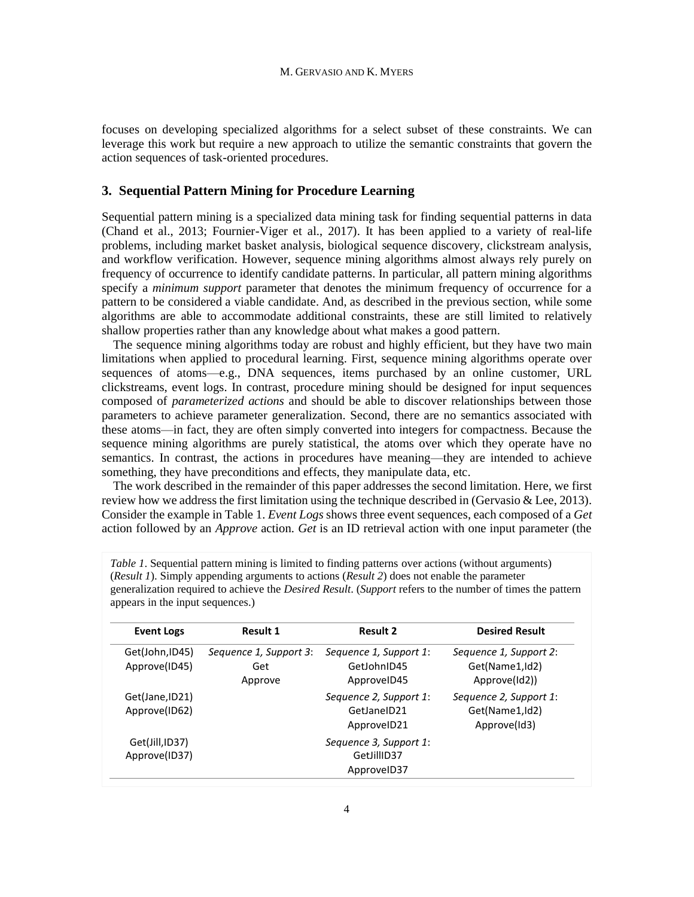focuses on developing specialized algorithms for a select subset of these constraints. We can leverage this work but require a new approach to utilize the semantic constraints that govern the action sequences of task-oriented procedures.

## 3. Sequential Pattern Mining for Procedure Learning

Sequential pattern mining is a specialized data mining task for finding sequential patterns in data (Chand et al., 2013; Fournier-Viger et al., 2017). It has been applied to a variety of real-life problems, including market basket analysis, biological sequence discovery, clickstream analysis, and workflow verification. However, sequence mining algorithms almost always rely purely on frequency of occurrence to identify candidate patterns. In particular, all pattern mining algorithms specify a *minimum support* parameter that denotes the minimum frequency of occurrence for a pattern to be considered a viable candidate. And, as described in the previous section, while some algorithms are able to accommodate additional constraints, these are still limited to relatively shallow properties rather than any knowledge about what makes a good pattern.

The sequence mining algorithms today are robust and highly efficient, but they have two main limitations when applied to procedural learning. First, sequence mining algorithms operate over sequences of atoms—e.g., DNA sequences, items purchased by an online customer, URL clickstreams, event logs. In contrast, procedure mining should be designed for input sequences composed of *parameterized actions* and should be able to discover relationships between those parameters to achieve parameter generalization. Second, there are no semantics associated with these atoms—in fact, they are often simply converted into integers for compactness. Because the sequence mining algorithms are purely statistical, the atoms over which they operate have no semantics. In contrast, the actions in procedures have meaning—they are intended to achieve something, they have preconditions and effects, they manipulate data, etc.

The work described in the remainder of this paper addresses the second limitation. Here, we first review how we address the first limitation using the technique described in (Gervasio & Lee, 2013). Consider the example in Table 1. *Event Logs* shows three event sequences, each composed of a *Get* action followed by an *Approve* action. *Get* is an ID retrieval action with one input parameter (the

*Table 1*. Sequential pattern mining is limited to finding patterns over actions (without arguments) (*Result 1*). Simply appending arguments to actions (*Result 2*) does not enable the parameter generalization required to achieve the *Desired Result*. (*Support* refers to the number of times the pattern appears in the input sequences.)

| Event Logs | Result 1 | Result 2 | Desired Result |
|---|---|---|---|
| Get(John,ID45)<br>Approve(ID45) | *Sequence 1, Support 3*:<br>Get<br>Approve | *Sequence 1, Support 1*:<br>GetJohnID45<br>ApproveID45 | *Sequence 1, Support 2*:<br>Get(Name1,Id2)<br>Approve(Id2)) |
| Get(Jane,ID21)<br>Approve(ID62) | | *Sequence 2, Support 1*:<br>GetJaneID21<br>ApproveID21 | *Sequence 2, Support 1*:<br>Get(Name1,Id2)<br>Approve(Id3) |
| Get(Jill,ID37)<br>Approve(ID37) | | *Sequence 3, Support 1*:<br>GetJillID37<br>ApproveID37 | |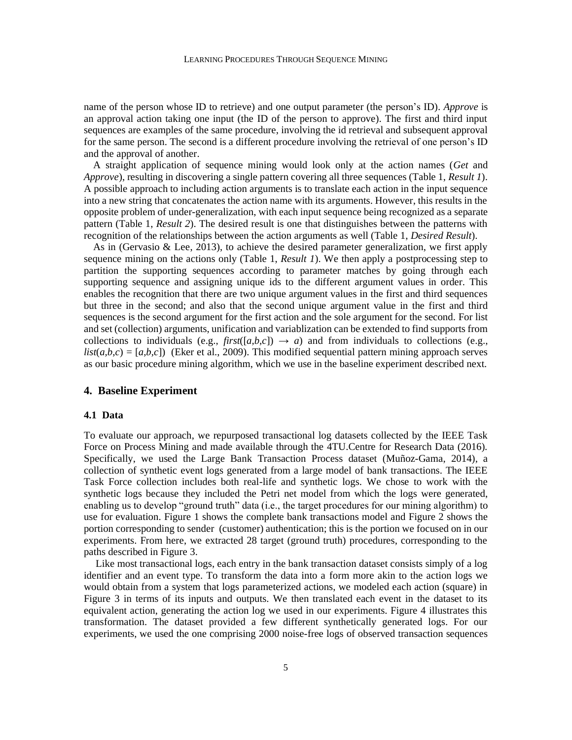name of the person whose ID to retrieve) and one output parameter (the person's ID). *Approve* is an approval action taking one input (the ID of the person to approve). The first and third input sequences are examples of the same procedure, involving the id retrieval and subsequent approval for the same person. The second is a different procedure involving the retrieval of one person's ID and the approval of another.

A straight application of sequence mining would look only at the action names (*Get* and *Approve*), resulting in discovering a single pattern covering all three sequences (Table 1, *Result 1*). A possible approach to including action arguments is to translate each action in the input sequence into a new string that concatenates the action name with its arguments. However, this results in the opposite problem of under-generalization, with each input sequence being recognized as a separate pattern (Table 1, *Result 2*). The desired result is one that distinguishes between the patterns with recognition of the relationships between the action arguments as well (Table 1, *Desired Result*).

As in (Gervasio & Lee, 2013), to achieve the desired parameter generalization, we first apply sequence mining on the actions only (Table 1, *Result 1*). We then apply a postprocessing step to partition the supporting sequences according to parameter matches by going through each supporting sequence and assigning unique ids to the different argument values in order. This enables the recognition that there are two unique argument values in the first and third sequences but three in the second; and also that the second unique argument value in the first and third sequences is the second argument for the first action and the sole argument for the second. For list and set (collection) arguments, unification and variablization can be extended to find supports from collections to individuals (e.g., *first*([*a*,*b*,*c*]) → *a*) and from individuals to collections (e.g., *list*(*a*,*b*,*c*) = [*a*,*b*,*c*]) (Eker et al., 2009). This modified sequential pattern mining approach serves as our basic procedure mining algorithm, which we use in the baseline experiment described next.

## 4. Baseline Experiment

### 4.1 Data

To evaluate our approach, we repurposed transactional log datasets collected by the IEEE Task Force on Process Mining and made available through the 4TU.Centre for Research Data (2016). Specifically, we used the Large Bank Transaction Process dataset (Muñoz-Gama, 2014), a collection of synthetic event logs generated from a large model of bank transactions. The IEEE Task Force collection includes both real-life and synthetic logs. We chose to work with the synthetic logs because they included the Petri net model from which the logs were generated, enabling us to develop "ground truth" data (i.e., the target procedures for our mining algorithm) to use for evaluation. Figure 1 shows the complete bank transactions model and Figure 2 shows the portion corresponding to sender (customer) authentication; this is the portion we focused on in our experiments. From here, we extracted 28 target (ground truth) procedures, corresponding to the paths described in Figure 3.

Like most transactional logs, each entry in the bank transaction dataset consists simply of a log identifier and an event type. To transform the data into a form more akin to the action logs we would obtain from a system that logs parameterized actions, we modeled each action (square) in Figure 3 in terms of its inputs and outputs. We then translated each event in the dataset to its equivalent action, generating the action log we used in our experiments. Figure 4 illustrates this transformation. The dataset provided a few different synthetically generated logs. For our experiments, we used the one comprising 2000 noise-free logs of observed transaction sequences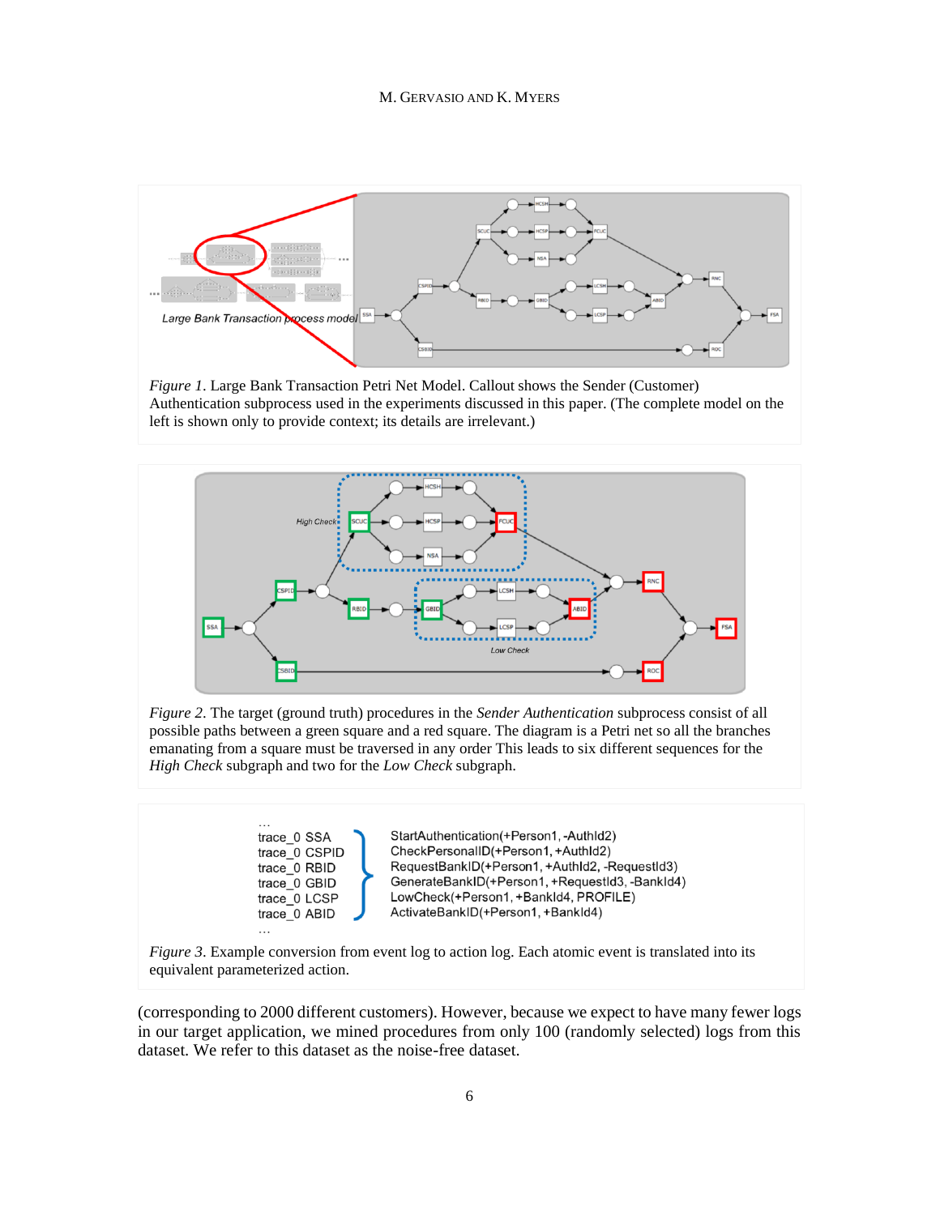*Figure 1*. Large Bank Transaction Petri Net Model. Callout shows the Sender (Customer) Authentication subprocess used in the experiments discussed in this paper. (The complete model on the left is shown only to provide context; its details are irrelevant.)

*Figure 2*. The target (ground truth) procedures in the *Sender Authentication* subprocess consist of all possible paths between a green square and a red square. The diagram is a Petri net so all the branches emanating from a square must be traversed in any order This leads to six different sequences for the *High Check* subgraph and two for the *Low Check* subgraph.

```
…
trace_0 SSA      StartAuthentication(+Person1, -AuthId2)
trace_0 CSPID    CheckPersonalID(+Person1, +AuthId2)
trace_0 RBID     RequestBankID(+Person1, +AuthId2, -RequestId3)
trace_0 GBID     GenerateBankID(+Person1, +RequestId3, -BankId4)
trace_0 LCSP     LowCheck(+Person1, +BankId4, PROFILE)
trace_0 ABID     ActivateBankID(+Person1, +BankId4)
…
```

*Figure 3*. Example conversion from event log to action log. Each atomic event is translated into its equivalent parameterized action.

(corresponding to 2000 different customers). However, because we expect to have many fewer logs in our target application, we mined procedures from only 100 (randomly selected) logs from this dataset. We refer to this dataset as the noise-free dataset.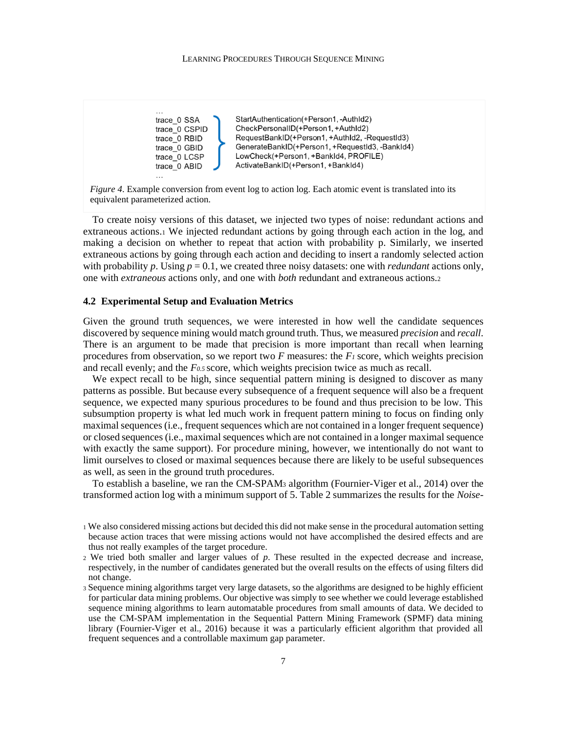```
…
trace_0 SSA        StartAuthentication(+Person1, -AuthId2)
trace_0 CSPID      CheckPersonalID(+Person1, +AuthId2)
trace_0 RBID       RequestBankID(+Person1, +AuthId2, -RequestId3)
trace_0 GBID       GenerateBankID(+Person1, +RequestId3, -BankId4)
trace_0 LCSP       LowCheck(+Person1, +BankId4, PROFILE)
trace_0 ABID       ActivateBankID(+Person1, +BankId4)
…
```

*Figure 4*. Example conversion from event log to action log. Each atomic event is translated into its equivalent parameterized action.

To create noisy versions of this dataset, we injected two types of noise: redundant actions and extraneous actions.[1] We injected redundant actions by going through each action in the log, and making a decision on whether to repeat that action with probability p. Similarly, we inserted extraneous actions by going through each action and deciding to insert a randomly selected action with probability $p$. Using $p = 0.1$, we created three noisy datasets: one with *redundant* actions only, one with *extraneous* actions only, and one with *both* redundant and extraneous actions.[2]

### 4.2 Experimental Setup and Evaluation Metrics

Given the ground truth sequences, we were interested in how well the candidate sequences discovered by sequence mining would match ground truth. Thus, we measured *precision* and *recall*. There is an argument to be made that precision is more important than recall when learning procedures from observation, so we report two $F$ measures: the $F_1$ score, which weights precision and recall evenly; and the $F_{0.5}$ score, which weights precision twice as much as recall.

We expect recall to be high, since sequential pattern mining is designed to discover as many patterns as possible. But because every subsequence of a frequent sequence will also be a frequent sequence, we expected many spurious procedures to be found and thus precision to be low. This subsumption property is what led much work in frequent pattern mining to focus on finding only maximal sequences (i.e., frequent sequences which are not contained in a longer frequent sequence) or closed sequences (i.e., maximal sequences which are not contained in a longer maximal sequence with exactly the same support). For procedure mining, however, we intentionally do not want to limit ourselves to closed or maximal sequences because there are likely to be useful subsequences as well, as seen in the ground truth procedures.

To establish a baseline, we ran the CM-SPAM[3] algorithm (Fournier-Viger et al., 2014) over the transformed action log with a minimum support of 5. Table 2 summarizes the results for the *Noise-*

[1] We also considered missing actions but decided this did not make sense in the procedural automation setting because action traces that were missing actions would not have accomplished the desired effects and are thus not really examples of the target procedure.

[2] We tried both smaller and larger values of $p$. These resulted in the expected decrease and increase, respectively, in the number of candidates generated but the overall results on the effects of using filters did not change.

[3] Sequence mining algorithms target very large datasets, so the algorithms are designed to be highly efficient for particular data mining problems. Our objective was simply to see whether we could leverage established sequence mining algorithms to learn automatable procedures from small amounts of data. We decided to use the CM-SPAM implementation in the Sequential Pattern Mining Framework (SPMF) data mining library (Fournier-Viger et al., 2016) because it was a particularly efficient algorithm that provided all frequent sequences and a controllable maximum gap parameter.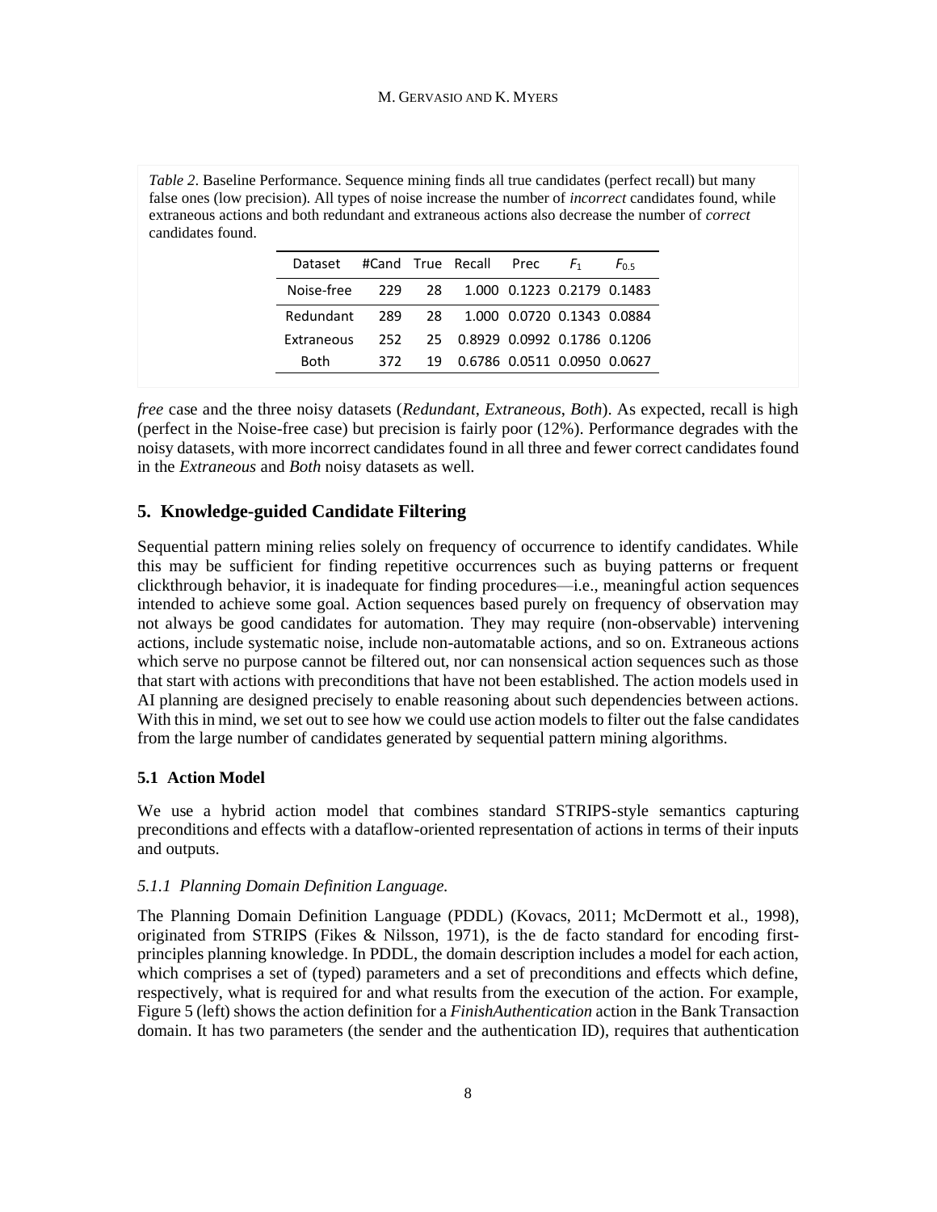*Table 2*. Baseline Performance. Sequence mining finds all true candidates (perfect recall) but many false ones (low precision). All types of noise increase the number of *incorrect* candidates found, while extraneous actions and both redundant and extraneous actions also decrease the number of *correct* candidates found.

| Dataset | #Cand | True | Recall | Prec | $F_1$ | $F_{0.5}$ |
|---|---|---|---|---|---|---|
| Noise-free | 229 | 28 | 1.000 | 0.1223 | 0.2179 | 0.1483 |
| Redundant | 289 | 28 | 1.000 | 0.0720 | 0.1343 | 0.0884 |
| Extraneous | 252 | 25 | 0.8929 | 0.0992 | 0.1786 | 0.1206 |
| Both | 372 | 19 | 0.6786 | 0.0511 | 0.0950 | 0.0627 |

*free* case and the three noisy datasets (*Redundant*, *Extraneous*, *Both*). As expected, recall is high (perfect in the Noise-free case) but precision is fairly poor (12%). Performance degrades with the noisy datasets, with more incorrect candidates found in all three and fewer correct candidates found in the *Extraneous* and *Both* noisy datasets as well.

## 5. Knowledge-guided Candidate Filtering

Sequential pattern mining relies solely on frequency of occurrence to identify candidates. While this may be sufficient for finding repetitive occurrences such as buying patterns or frequent clickthrough behavior, it is inadequate for finding procedures—i.e., meaningful action sequences intended to achieve some goal. Action sequences based purely on frequency of observation may not always be good candidates for automation. They may require (non-observable) intervening actions, include systematic noise, include non-automatable actions, and so on. Extraneous actions which serve no purpose cannot be filtered out, nor can nonsensical action sequences such as those that start with actions with preconditions that have not been established. The action models used in AI planning are designed precisely to enable reasoning about such dependencies between actions. With this in mind, we set out to see how we could use action models to filter out the false candidates from the large number of candidates generated by sequential pattern mining algorithms.

### 5.1 Action Model

We use a hybrid action model that combines standard STRIPS-style semantics capturing preconditions and effects with a dataflow-oriented representation of actions in terms of their inputs and outputs.

#### *5.1.1 Planning Domain Definition Language.*

The Planning Domain Definition Language (PDDL) (Kovacs, 2011; McDermott et al., 1998), originated from STRIPS (Fikes & Nilsson, 1971), is the de facto standard for encoding first-principles planning knowledge. In PDDL, the domain description includes a model for each action, which comprises a set of (typed) parameters and a set of preconditions and effects which define, respectively, what is required for and what results from the execution of the action. For example, Figure 5 (left) shows the action definition for a *FinishAuthentication* action in the Bank Transaction domain. It has two parameters (the sender and the authentication ID), requires that authentication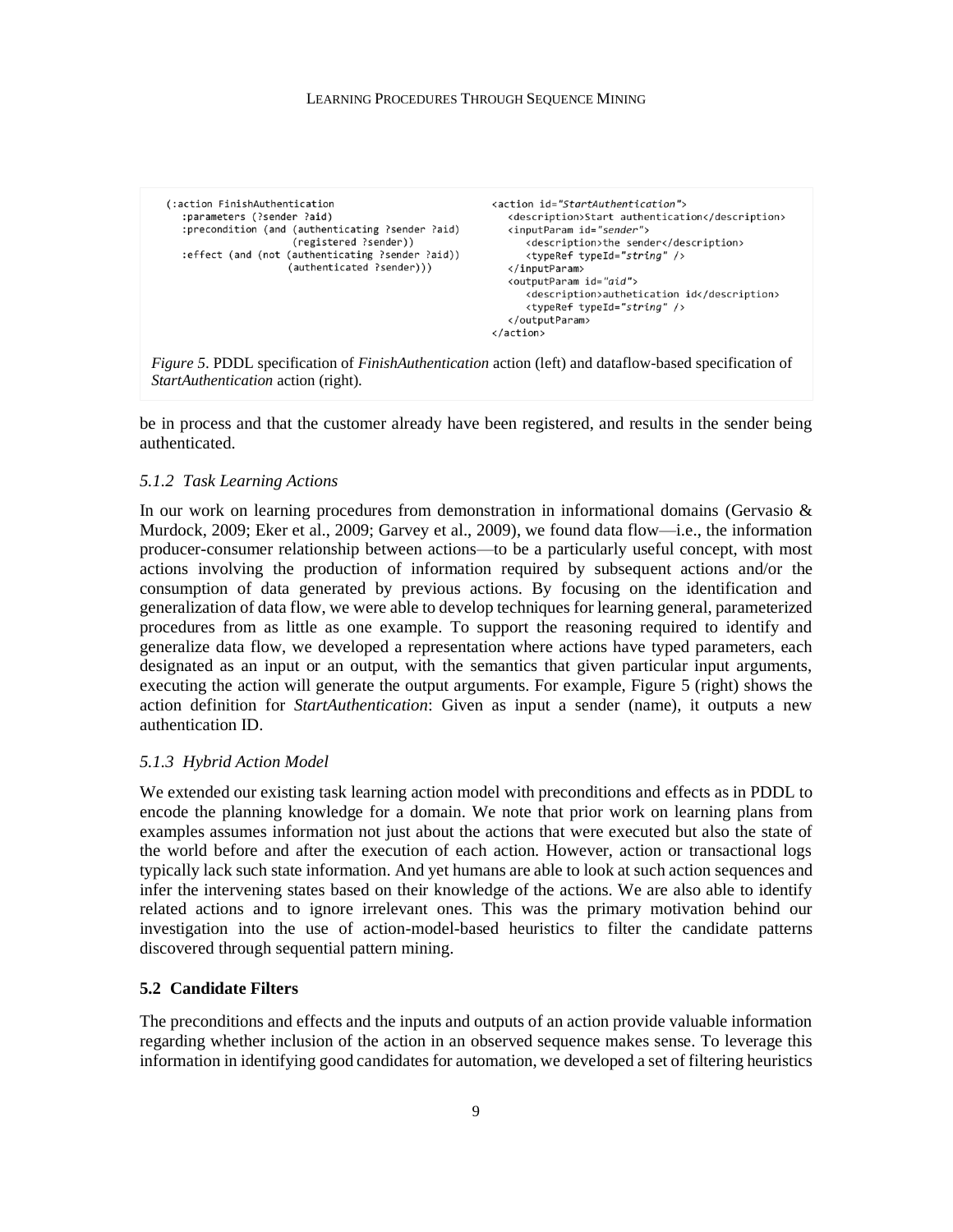```
(:action FinishAuthentication
   :parameters (?sender ?aid)
   :precondition (and (authenticating ?sender ?aid)
                      (registered ?sender))
   :effect (and (not (authenticating ?sender ?aid))
                (authenticated ?sender)))
```

```
<action id="StartAuthentication">
   <description>Start authentication</description>
   <inputParam id="sender">
      <description>the sender</description>
      <typeRef typeId="string" />
   </inputParam>
   <outputParam id="aid">
      <description>authetication id</description>
      <typeRef typeId="string" />
   </outputParam>
</action>
```

*Figure 5*. PDDL specification of *FinishAuthentication* action (left) and dataflow-based specification of *StartAuthentication* action (right).

be in process and that the customer already have been registered, and results in the sender being authenticated.

### *5.1.2 Task Learning Actions*

In our work on learning procedures from demonstration in informational domains (Gervasio & Murdock, 2009; Eker et al., 2009; Garvey et al., 2009), we found data flow—i.e., the information producer-consumer relationship between actions—to be a particularly useful concept, with most actions involving the production of information required by subsequent actions and/or the consumption of data generated by previous actions. By focusing on the identification and generalization of data flow, we were able to develop techniques for learning general, parameterized procedures from as little as one example. To support the reasoning required to identify and generalize data flow, we developed a representation where actions have typed parameters, each designated as an input or an output, with the semantics that given particular input arguments, executing the action will generate the output arguments. For example, Figure 5 (right) shows the action definition for *StartAuthentication*: Given as input a sender (name), it outputs a new authentication ID.

### *5.1.3 Hybrid Action Model*

We extended our existing task learning action model with preconditions and effects as in PDDL to encode the planning knowledge for a domain. We note that prior work on learning plans from examples assumes information not just about the actions that were executed but also the state of the world before and after the execution of each action. However, action or transactional logs typically lack such state information. And yet humans are able to look at such action sequences and infer the intervening states based on their knowledge of the actions. We are also able to identify related actions and to ignore irrelevant ones. This was the primary motivation behind our investigation into the use of action-model-based heuristics to filter the candidate patterns discovered through sequential pattern mining.

## **5.2 Candidate Filters**

The preconditions and effects and the inputs and outputs of an action provide valuable information regarding whether inclusion of the action in an observed sequence makes sense. To leverage this information in identifying good candidates for automation, we developed a set of filtering heuristics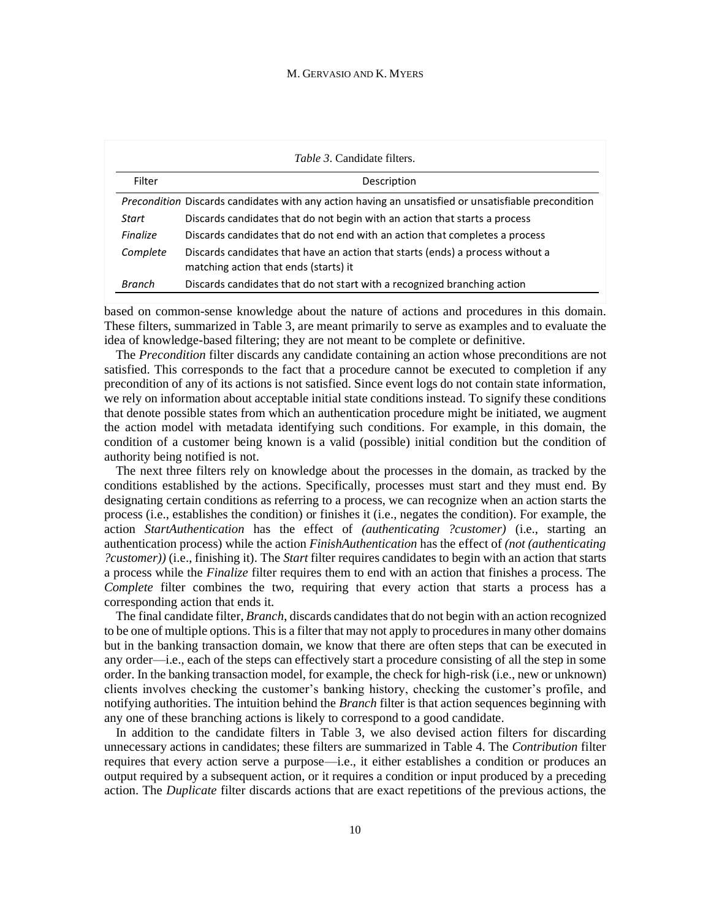*Table 3*. Candidate filters.

| Filter | Description |
|---|---|
| *Precondition* | Discards candidates with any action having an unsatisfied or unsatisfiable precondition |
| *Start* | Discards candidates that do not begin with an action that starts a process |
| *Finalize* | Discards candidates that do not end with an action that completes a process |
| *Complete* | Discards candidates that have an action that starts (ends) a process without a matching action that ends (starts) it |
| *Branch* | Discards candidates that do not start with a recognized branching action |

based on common-sense knowledge about the nature of actions and procedures in this domain. These filters, summarized in Table 3, are meant primarily to serve as examples and to evaluate the idea of knowledge-based filtering; they are not meant to be complete or definitive.

The *Precondition* filter discards any candidate containing an action whose preconditions are not satisfied. This corresponds to the fact that a procedure cannot be executed to completion if any precondition of any of its actions is not satisfied. Since event logs do not contain state information, we rely on information about acceptable initial state conditions instead. To signify these conditions that denote possible states from which an authentication procedure might be initiated, we augment the action model with metadata identifying such conditions. For example, in this domain, the condition of a customer being known is a valid (possible) initial condition but the condition of authority being notified is not.

The next three filters rely on knowledge about the processes in the domain, as tracked by the conditions established by the actions. Specifically, processes must start and they must end. By designating certain conditions as referring to a process, we can recognize when an action starts the process (i.e., establishes the condition) or finishes it (i.e., negates the condition). For example, the action *StartAuthentication* has the effect of *(authenticating ?customer)* (i.e., starting an authentication process) while the action *FinishAuthentication* has the effect of *(not (authenticating ?customer))* (i.e., finishing it). The *Start* filter requires candidates to begin with an action that starts a process while the *Finalize* filter requires them to end with an action that finishes a process. The *Complete* filter combines the two, requiring that every action that starts a process has a corresponding action that ends it.

The final candidate filter, *Branch*, discards candidates that do not begin with an action recognized to be one of multiple options. This is a filter that may not apply to procedures in many other domains but in the banking transaction domain, we know that there are often steps that can be executed in any order—i.e., each of the steps can effectively start a procedure consisting of all the step in some order. In the banking transaction model, for example, the check for high-risk (i.e., new or unknown) clients involves checking the customer's banking history, checking the customer's profile, and notifying authorities. The intuition behind the *Branch* filter is that action sequences beginning with any one of these branching actions is likely to correspond to a good candidate.

In addition to the candidate filters in Table 3, we also devised action filters for discarding unnecessary actions in candidates; these filters are summarized in Table 4. The *Contribution* filter requires that every action serve a purpose—i.e., it either establishes a condition or produces an output required by a subsequent action, or it requires a condition or input produced by a preceding action. The *Duplicate* filter discards actions that are exact repetitions of the previous actions, the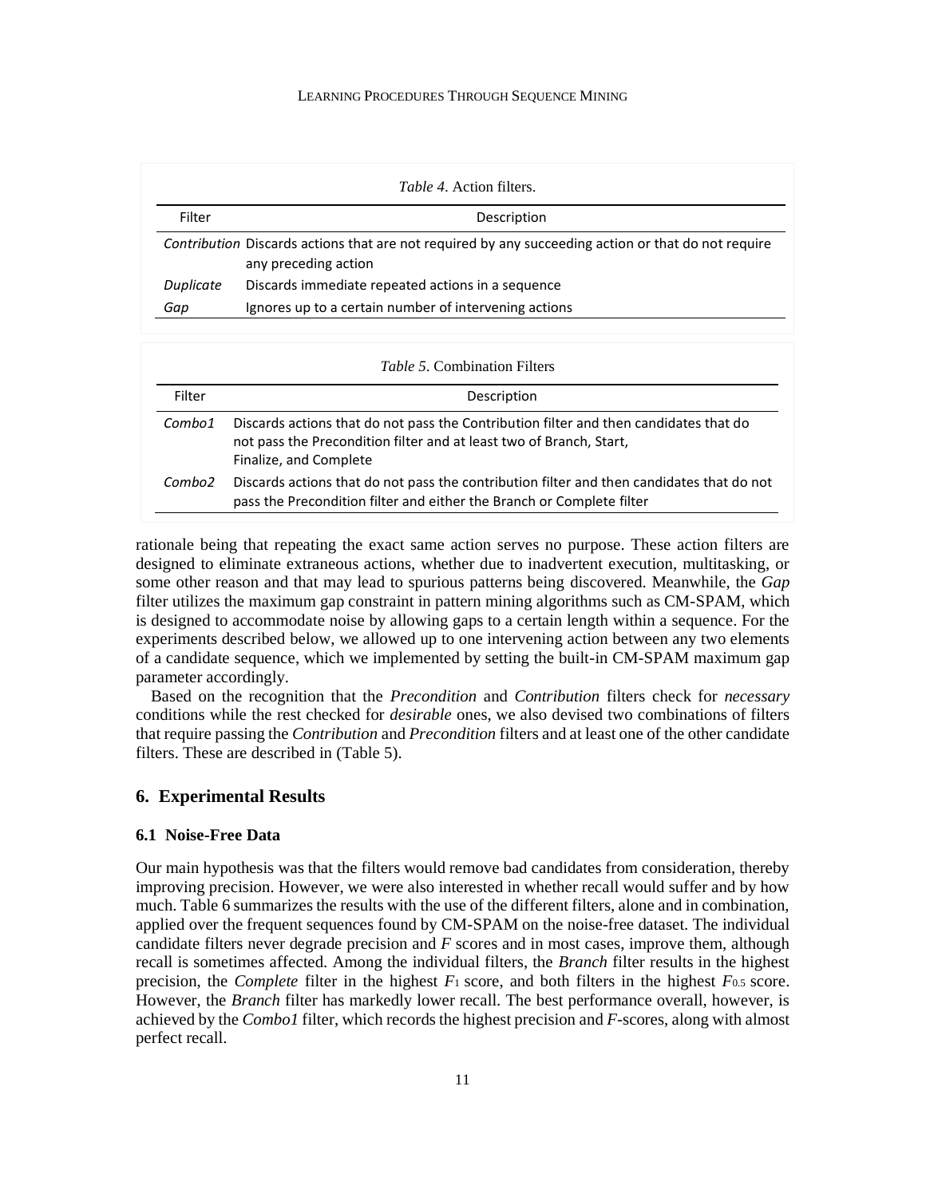*Table 4*. Action filters.

| Filter | Description |
|---|---|
| *Contribution* | Discards actions that are not required by any succeeding action or that do not require any preceding action |
| *Duplicate* | Discards immediate repeated actions in a sequence |
| *Gap* | Ignores up to a certain number of intervening actions |

*Table 5*. Combination Filters

| Filter | Description |
|---|---|
| *Combo1* | Discards actions that do not pass the Contribution filter and then candidates that do not pass the Precondition filter and at least two of Branch, Start, Finalize, and Complete |
| *Combo2* | Discards actions that do not pass the contribution filter and then candidates that do not pass the Precondition filter and either the Branch or Complete filter |

rationale being that repeating the exact same action serves no purpose. These action filters are designed to eliminate extraneous actions, whether due to inadvertent execution, multitasking, or some other reason and that may lead to spurious patterns being discovered. Meanwhile, the *Gap* filter utilizes the maximum gap constraint in pattern mining algorithms such as CM-SPAM, which is designed to accommodate noise by allowing gaps to a certain length within a sequence. For the experiments described below, we allowed up to one intervening action between any two elements of a candidate sequence, which we implemented by setting the built-in CM-SPAM maximum gap parameter accordingly.

Based on the recognition that the *Precondition* and *Contribution* filters check for *necessary* conditions while the rest checked for *desirable* ones, we also devised two combinations of filters that require passing the *Contribution* and *Precondition* filters and at least one of the other candidate filters. These are described in (Table 5).

## 6. Experimental Results

### 6.1 Noise-Free Data

Our main hypothesis was that the filters would remove bad candidates from consideration, thereby improving precision. However, we were also interested in whether recall would suffer and by how much. Table 6 summarizes the results with the use of the different filters, alone and in combination, applied over the frequent sequences found by CM-SPAM on the noise-free dataset. The individual candidate filters never degrade precision and *F* scores and in most cases, improve them, although recall is sometimes affected. Among the individual filters, the *Branch* filter results in the highest precision, the *Complete* filter in the highest $F_1$ score, and both filters in the highest $F_{0.5}$ score. However, the *Branch* filter has markedly lower recall. The best performance overall, however, is achieved by the *Combo1* filter, which records the highest precision and *F*-scores, along with almost perfect recall.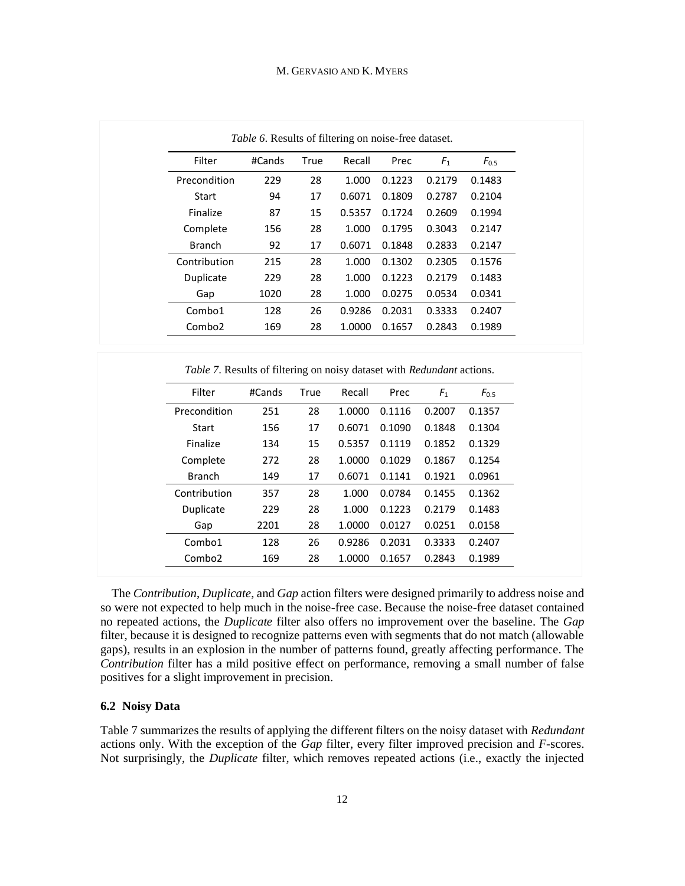*Table 6*. Results of filtering on noise-free dataset.

| Filter | #Cands | True | Recall | Prec | $F_1$ | $F_{0.5}$ |
|---|---|---|---|---|---|---|
| Precondition | 229 | 28 | 1.000 | 0.1223 | 0.2179 | 0.1483 |
| Start | 94 | 17 | 0.6071 | 0.1809 | 0.2787 | 0.2104 |
| Finalize | 87 | 15 | 0.5357 | 0.1724 | 0.2609 | 0.1994 |
| Complete | 156 | 28 | 1.000 | 0.1795 | 0.3043 | 0.2147 |
| Branch | 92 | 17 | 0.6071 | 0.1848 | 0.2833 | 0.2147 |
| Contribution | 215 | 28 | 1.000 | 0.1302 | 0.2305 | 0.1576 |
| Duplicate | 229 | 28 | 1.000 | 0.1223 | 0.2179 | 0.1483 |
| Gap | 1020 | 28 | 1.000 | 0.0275 | 0.0534 | 0.0341 |
| Combo1 | 128 | 26 | 0.9286 | 0.2031 | 0.3333 | 0.2407 |
| Combo2 | 169 | 28 | 1.0000 | 0.1657 | 0.2843 | 0.1989 |

*Table 7*. Results of filtering on noisy dataset with *Redundant* actions.

| Filter | #Cands | True | Recall | Prec | $F_1$ | $F_{0.5}$ |
|---|---|---|---|---|---|---|
| Precondition | 251 | 28 | 1.0000 | 0.1116 | 0.2007 | 0.1357 |
| Start | 156 | 17 | 0.6071 | 0.1090 | 0.1848 | 0.1304 |
| Finalize | 134 | 15 | 0.5357 | 0.1119 | 0.1852 | 0.1329 |
| Complete | 272 | 28 | 1.0000 | 0.1029 | 0.1867 | 0.1254 |
| Branch | 149 | 17 | 0.6071 | 0.1141 | 0.1921 | 0.0961 |
| Contribution | 357 | 28 | 1.000 | 0.0784 | 0.1455 | 0.1362 |
| Duplicate | 229 | 28 | 1.000 | 0.1223 | 0.2179 | 0.1483 |
| Gap | 2201 | 28 | 1.0000 | 0.0127 | 0.0251 | 0.0158 |
| Combo1 | 128 | 26 | 0.9286 | 0.2031 | 0.3333 | 0.2407 |
| Combo2 | 169 | 28 | 1.0000 | 0.1657 | 0.2843 | 0.1989 |

The *Contribution*, *Duplicate*, and *Gap* action filters were designed primarily to address noise and so were not expected to help much in the noise-free case. Because the noise-free dataset contained no repeated actions, the *Duplicate* filter also offers no improvement over the baseline. The *Gap* filter, because it is designed to recognize patterns even with segments that do not match (allowable gaps), results in an explosion in the number of patterns found, greatly affecting performance. The *Contribution* filter has a mild positive effect on performance, removing a small number of false positives for a slight improvement in precision.

### 6.2 Noisy Data

Table 7 summarizes the results of applying the different filters on the noisy dataset with *Redundant* actions only. With the exception of the *Gap* filter, every filter improved precision and *F*-scores. Not surprisingly, the *Duplicate* filter, which removes repeated actions (i.e., exactly the injected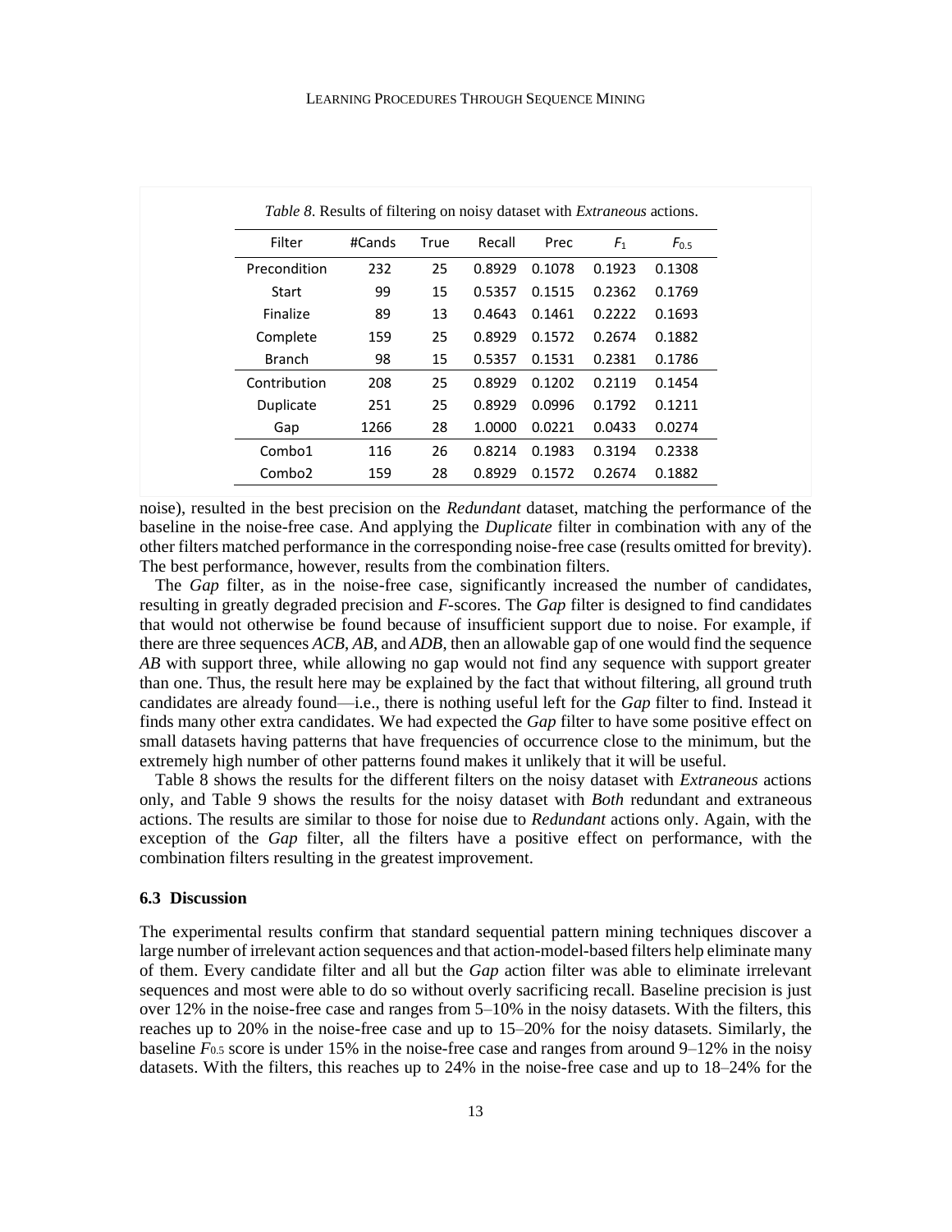*Table 8*. Results of filtering on noisy dataset with *Extraneous* actions.

| Filter | #Cands | True | Recall | Prec | $F_1$ | $F_{0.5}$ |
|---|---|---|---|---|---|---|
| Precondition | 232 | 25 | 0.8929 | 0.1078 | 0.1923 | 0.1308 |
| Start | 99 | 15 | 0.5357 | 0.1515 | 0.2362 | 0.1769 |
| Finalize | 89 | 13 | 0.4643 | 0.1461 | 0.2222 | 0.1693 |
| Complete | 159 | 25 | 0.8929 | 0.1572 | 0.2674 | 0.1882 |
| Branch | 98 | 15 | 0.5357 | 0.1531 | 0.2381 | 0.1786 |
| Contribution | 208 | 25 | 0.8929 | 0.1202 | 0.2119 | 0.1454 |
| Duplicate | 251 | 25 | 0.8929 | 0.0996 | 0.1792 | 0.1211 |
| Gap | 1266 | 28 | 1.0000 | 0.0221 | 0.0433 | 0.0274 |
| Combo1 | 116 | 26 | 0.8214 | 0.1983 | 0.3194 | 0.2338 |
| Combo2 | 159 | 28 | 0.8929 | 0.1572 | 0.2674 | 0.1882 |

noise), resulted in the best precision on the *Redundant* dataset, matching the performance of the baseline in the noise-free case. And applying the *Duplicate* filter in combination with any of the other filters matched performance in the corresponding noise-free case (results omitted for brevity). The best performance, however, results from the combination filters.

The *Gap* filter, as in the noise-free case, significantly increased the number of candidates, resulting in greatly degraded precision and *F*-scores. The *Gap* filter is designed to find candidates that would not otherwise be found because of insufficient support due to noise. For example, if there are three sequences *ACB*, *AB*, and *ADB*, then an allowable gap of one would find the sequence *AB* with support three, while allowing no gap would not find any sequence with support greater than one. Thus, the result here may be explained by the fact that without filtering, all ground truth candidates are already found—i.e., there is nothing useful left for the *Gap* filter to find. Instead it finds many other extra candidates. We had expected the *Gap* filter to have some positive effect on small datasets having patterns that have frequencies of occurrence close to the minimum, but the extremely high number of other patterns found makes it unlikely that it will be useful.

Table 8 shows the results for the different filters on the noisy dataset with *Extraneous* actions only, and Table 9 shows the results for the noisy dataset with *Both* redundant and extraneous actions. The results are similar to those for noise due to *Redundant* actions only. Again, with the exception of the *Gap* filter, all the filters have a positive effect on performance, with the combination filters resulting in the greatest improvement.

### 6.3 Discussion

The experimental results confirm that standard sequential pattern mining techniques discover a large number of irrelevant action sequences and that action-model-based filters help eliminate many of them. Every candidate filter and all but the *Gap* action filter was able to eliminate irrelevant sequences and most were able to do so without overly sacrificing recall. Baseline precision is just over 12% in the noise-free case and ranges from 5–10% in the noisy datasets. With the filters, this reaches up to 20% in the noise-free case and up to 15–20% for the noisy datasets. Similarly, the baseline $F_{0.5}$ score is under 15% in the noise-free case and ranges from around 9–12% in the noisy datasets. With the filters, this reaches up to 24% in the noise-free case and up to 18–24% for the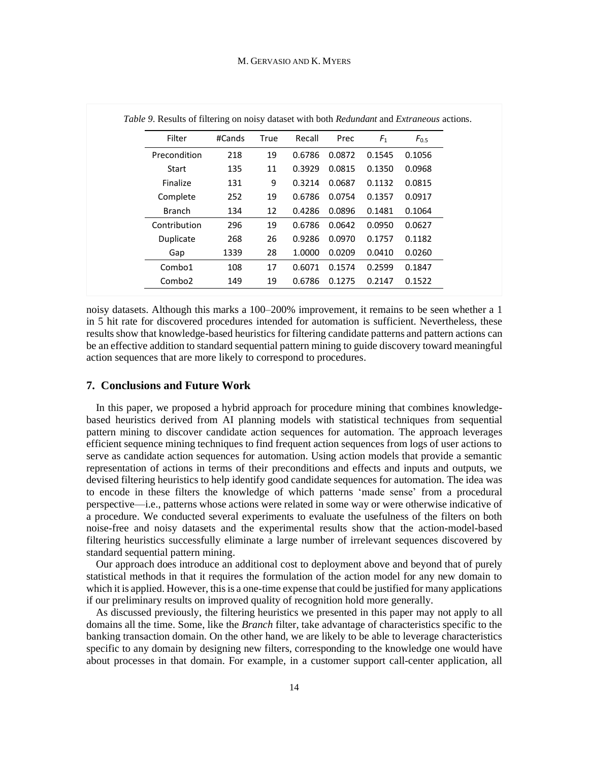*Table 9.* Results of filtering on noisy dataset with both *Redundant* and *Extraneous* actions.

| Filter | #Cands | True | Recall | Prec | $F_1$ | $F_{0.5}$ |
|---|---|---|---|---|---|---|
| Precondition | 218 | 19 | 0.6786 | 0.0872 | 0.1545 | 0.1056 |
| Start | 135 | 11 | 0.3929 | 0.0815 | 0.1350 | 0.0968 |
| Finalize | 131 | 9 | 0.3214 | 0.0687 | 0.1132 | 0.0815 |
| Complete | 252 | 19 | 0.6786 | 0.0754 | 0.1357 | 0.0917 |
| Branch | 134 | 12 | 0.4286 | 0.0896 | 0.1481 | 0.1064 |
| Contribution | 296 | 19 | 0.6786 | 0.0642 | 0.0950 | 0.0627 |
| Duplicate | 268 | 26 | 0.9286 | 0.0970 | 0.1757 | 0.1182 |
| Gap | 1339 | 28 | 1.0000 | 0.0209 | 0.0410 | 0.0260 |
| Combo1 | 108 | 17 | 0.6071 | 0.1574 | 0.2599 | 0.1847 |
| Combo2 | 149 | 19 | 0.6786 | 0.1275 | 0.2147 | 0.1522 |

noisy datasets. Although this marks a 100–200% improvement, it remains to be seen whether a 1 in 5 hit rate for discovered procedures intended for automation is sufficient. Nevertheless, these results show that knowledge-based heuristics for filtering candidate patterns and pattern actions can be an effective addition to standard sequential pattern mining to guide discovery toward meaningful action sequences that are more likely to correspond to procedures.

## 7. Conclusions and Future Work

In this paper, we proposed a hybrid approach for procedure mining that combines knowledge-based heuristics derived from AI planning models with statistical techniques from sequential pattern mining to discover candidate action sequences for automation. The approach leverages efficient sequence mining techniques to find frequent action sequences from logs of user actions to serve as candidate action sequences for automation. Using action models that provide a semantic representation of actions in terms of their preconditions and effects and inputs and outputs, we devised filtering heuristics to help identify good candidate sequences for automation. The idea was to encode in these filters the knowledge of which patterns 'made sense' from a procedural perspective—i.e., patterns whose actions were related in some way or were otherwise indicative of a procedure. We conducted several experiments to evaluate the usefulness of the filters on both noise-free and noisy datasets and the experimental results show that the action-model-based filtering heuristics successfully eliminate a large number of irrelevant sequences discovered by standard sequential pattern mining.

Our approach does introduce an additional cost to deployment above and beyond that of purely statistical methods in that it requires the formulation of the action model for any new domain to which it is applied. However, this is a one-time expense that could be justified for many applications if our preliminary results on improved quality of recognition hold more generally.

As discussed previously, the filtering heuristics we presented in this paper may not apply to all domains all the time. Some, like the *Branch* filter, take advantage of characteristics specific to the banking transaction domain. On the other hand, we are likely to be able to leverage characteristics specific to any domain by designing new filters, corresponding to the knowledge one would have about processes in that domain. For example, in a customer support call-center application, all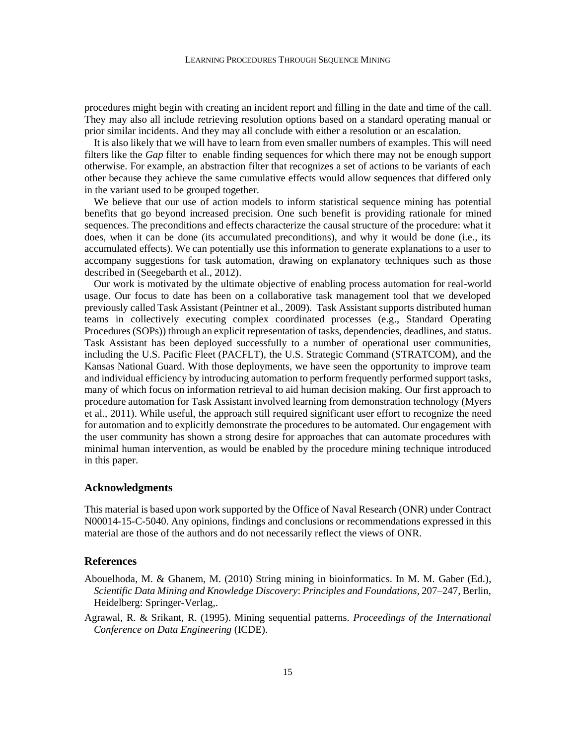procedures might begin with creating an incident report and filling in the date and time of the call. They may also all include retrieving resolution options based on a standard operating manual or prior similar incidents. And they may all conclude with either a resolution or an escalation.

It is also likely that we will have to learn from even smaller numbers of examples. This will need filters like the *Gap* filter to enable finding sequences for which there may not be enough support otherwise. For example, an abstraction filter that recognizes a set of actions to be variants of each other because they achieve the same cumulative effects would allow sequences that differed only in the variant used to be grouped together.

We believe that our use of action models to inform statistical sequence mining has potential benefits that go beyond increased precision. One such benefit is providing rationale for mined sequences. The preconditions and effects characterize the causal structure of the procedure: what it does, when it can be done (its accumulated preconditions), and why it would be done (i.e., its accumulated effects). We can potentially use this information to generate explanations to a user to accompany suggestions for task automation, drawing on explanatory techniques such as those described in (Seegebarth et al., 2012).

Our work is motivated by the ultimate objective of enabling process automation for real-world usage. Our focus to date has been on a collaborative task management tool that we developed previously called Task Assistant (Peintner et al., 2009). Task Assistant supports distributed human teams in collectively executing complex coordinated processes (e.g., Standard Operating Procedures (SOPs)) through an explicit representation of tasks, dependencies, deadlines, and status. Task Assistant has been deployed successfully to a number of operational user communities, including the U.S. Pacific Fleet (PACFLT), the U.S. Strategic Command (STRATCOM), and the Kansas National Guard. With those deployments, we have seen the opportunity to improve team and individual efficiency by introducing automation to perform frequently performed support tasks, many of which focus on information retrieval to aid human decision making. Our first approach to procedure automation for Task Assistant involved learning from demonstration technology (Myers et al., 2011). While useful, the approach still required significant user effort to recognize the need for automation and to explicitly demonstrate the procedures to be automated. Our engagement with the user community has shown a strong desire for approaches that can automate procedures with minimal human intervention, as would be enabled by the procedure mining technique introduced in this paper.

## Acknowledgments

This material is based upon work supported by the Office of Naval Research (ONR) under Contract N00014-15-C-5040. Any opinions, findings and conclusions or recommendations expressed in this material are those of the authors and do not necessarily reflect the views of ONR.

## References

Abouelhoda, M. & Ghanem, M. (2010) String mining in bioinformatics. In M. M. Gaber (Ed.), *Scientific Data Mining and Knowledge Discovery*: *Principles and Foundations*, 207–247, Berlin, Heidelberg: Springer-Verlag,.

Agrawal, R. & Srikant, R. (1995). Mining sequential patterns. *Proceedings of the International Conference on Data Engineering* (ICDE).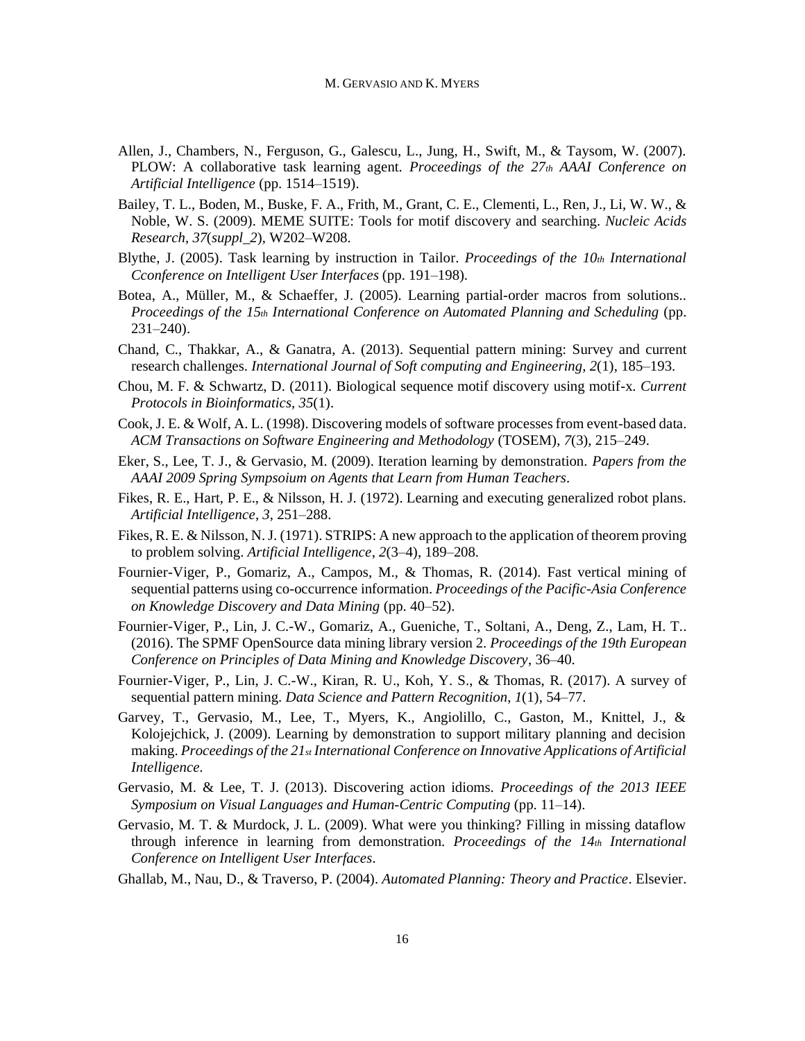Allen, J., Chambers, N., Ferguson, G., Galescu, L., Jung, H., Swift, M., & Taysom, W. (2007). PLOW: A collaborative task learning agent. *Proceedings of the 27th AAAI Conference on Artificial Intelligence* (pp. 1514–1519).

Bailey, T. L., Boden, M., Buske, F. A., Frith, M., Grant, C. E., Clementi, L., Ren, J., Li, W. W., & Noble, W. S. (2009). MEME SUITE: Tools for motif discovery and searching. *Nucleic Acids Research*, *37*(*suppl_2*), W202–W208.

Blythe, J. (2005). Task learning by instruction in Tailor. *Proceedings of the 10th International Cconference on Intelligent User Interfaces* (pp. 191–198).

Botea, A., Müller, M., & Schaeffer, J. (2005). Learning partial-order macros from solutions.. *Proceedings of the 15th International Conference on Automated Planning and Scheduling* (pp. 231–240).

Chand, C., Thakkar, A., & Ganatra, A. (2013). Sequential pattern mining: Survey and current research challenges. *International Journal of Soft computing and Engineering*, *2*(1), 185–193.

Chou, M. F. & Schwartz, D. (2011). Biological sequence motif discovery using motif-x. *Current Protocols in Bioinformatics*, *35*(1).

Cook, J. E. & Wolf, A. L. (1998). Discovering models of software processes from event-based data. *ACM Transactions on Software Engineering and Methodology* (TOSEM), *7*(3), 215–249.

Eker, S., Lee, T. J., & Gervasio, M. (2009). Iteration learning by demonstration. *Papers from the AAAI 2009 Spring Sympsoium on Agents that Learn from Human Teachers*.

Fikes, R. E., Hart, P. E., & Nilsson, H. J. (1972). Learning and executing generalized robot plans. *Artificial Intelligence*, *3*, 251–288.

Fikes, R. E. & Nilsson, N. J. (1971). STRIPS: A new approach to the application of theorem proving to problem solving. *Artificial Intelligence*, *2*(3–4), 189–208.

Fournier-Viger, P., Gomariz, A., Campos, M., & Thomas, R. (2014). Fast vertical mining of sequential patterns using co-occurrence information. *Proceedings of the Pacific-Asia Conference on Knowledge Discovery and Data Mining* (pp. 40–52).

Fournier-Viger, P., Lin, J. C.-W., Gomariz, A., Gueniche, T., Soltani, A., Deng, Z., Lam, H. T.. (2016). The SPMF OpenSource data mining library version 2. *Proceedings of the 19th European Conference on Principles of Data Mining and Knowledge Discovery*, 36–40.

Fournier-Viger, P., Lin, J. C.-W., Kiran, R. U., Koh, Y. S., & Thomas, R. (2017). A survey of sequential pattern mining. *Data Science and Pattern Recognition*, *1*(1), 54–77.

Garvey, T., Gervasio, M., Lee, T., Myers, K., Angiolillo, C., Gaston, M., Knittel, J., & Kolojejchick, J. (2009). Learning by demonstration to support military planning and decision making. *Proceedings of the 21st International Conference on Innovative Applications of Artificial Intelligence.*

Gervasio, M. & Lee, T. J. (2013). Discovering action idioms. *Proceedings of the 2013 IEEE Symposium on Visual Languages and Human-Centric Computing* (pp. 11–14).

Gervasio, M. T. & Murdock, J. L. (2009). What were you thinking? Filling in missing dataflow through inference in learning from demonstration. *Proceedings of the 14th International Conference on Intelligent User Interfaces*.

Ghallab, M., Nau, D., & Traverso, P. (2004). *Automated Planning: Theory and Practice*. Elsevier.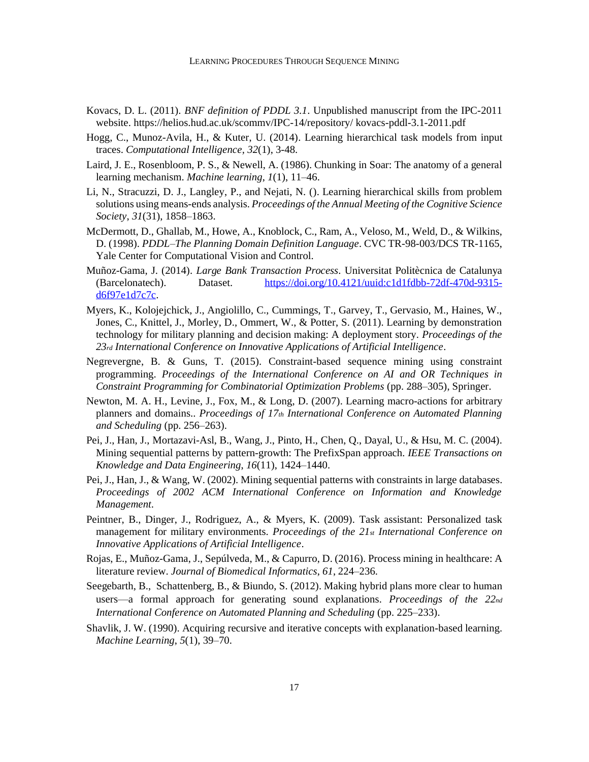Kovacs, D. L. (2011). *BNF definition of PDDL 3.1*. Unpublished manuscript from the IPC-2011 website. https://helios.hud.ac.uk/scommv/IPC-14/repository/ kovacs-pddl-3.1-2011.pdf

Hogg, C., Munoz-Avila, H., & Kuter, U. (2014). Learning hierarchical task models from input traces. *Computational Intelligence, 32*(1), 3-48.

Laird, J. E., Rosenbloom, P. S., & Newell, A. (1986). Chunking in Soar: The anatomy of a general learning mechanism. *Machine learning*, *1*(1), 11–46.

Li, N., Stracuzzi, D. J., Langley, P., and Nejati, N. (). Learning hierarchical skills from problem solutions using means-ends analysis. *Proceedings of the Annual Meeting of the Cognitive Science Society*, *31*(31), 1858–1863.

McDermott, D., Ghallab, M., Howe, A., Knoblock, C., Ram, A., Veloso, M., Weld, D., & Wilkins, D. (1998). *PDDL–The Planning Domain Definition Language*. CVC TR-98-003/DCS TR-1165, Yale Center for Computational Vision and Control.

Muñoz-Gama, J. (2014). *Large Bank Transaction Process*. Universitat Politècnica de Catalunya (Barcelonatech). Dataset. https://doi.org/10.4121/uuid:c1d1fdbb-72df-470d-9315-d6f97e1d7c7c.

Myers, K., Kolojejchick, J., Angiolillo, C., Cummings, T., Garvey, T., Gervasio, M., Haines, W., Jones, C., Knittel, J., Morley, D., Ommert, W., & Potter, S. (2011). Learning by demonstration technology for military planning and decision making: A deployment story. *Proceedings of the 23rd International Conference on Innovative Applications of Artificial Intelligence*.

Negrevergne, B. & Guns, T. (2015). Constraint-based sequence mining using constraint programming. *Proceedings of the International Conference on AI and OR Techniques in Constraint Programming for Combinatorial Optimization Problems* (pp. 288–305), Springer.

Newton, M. A. H., Levine, J., Fox, M., & Long, D. (2007). Learning macro-actions for arbitrary planners and domains.. *Proceedings of 17th International Conference on Automated Planning and Scheduling* (pp. 256–263).

Pei, J., Han, J., Mortazavi-Asl, B., Wang, J., Pinto, H., Chen, Q., Dayal, U., & Hsu, M. C. (2004). Mining sequential patterns by pattern-growth: The PrefixSpan approach. *IEEE Transactions on Knowledge and Data Engineering*, *16*(11), 1424–1440.

Pei, J., Han, J., & Wang, W. (2002). Mining sequential patterns with constraints in large databases. *Proceedings of 2002 ACM International Conference on Information and Knowledge Management*.

Peintner, B., Dinger, J., Rodriguez, A., & Myers, K. (2009). Task assistant: Personalized task management for military environments. *Proceedings of the 21st International Conference on Innovative Applications of Artificial Intelligence*.

Rojas, E., Muñoz-Gama, J., Sepúlveda, M., & Capurro, D. (2016). Process mining in healthcare: A literature review. *Journal of Biomedical Informatics*, *61*, 224–236.

Seegebarth, B., Schattenberg, B., & Biundo, S. (2012). Making hybrid plans more clear to human users—a formal approach for generating sound explanations. *Proceedings of the 22nd International Conference on Automated Planning and Scheduling* (pp. 225–233).

Shavlik, J. W. (1990). Acquiring recursive and iterative concepts with explanation-based learning. *Machine Learning*, *5*(1), 39–70.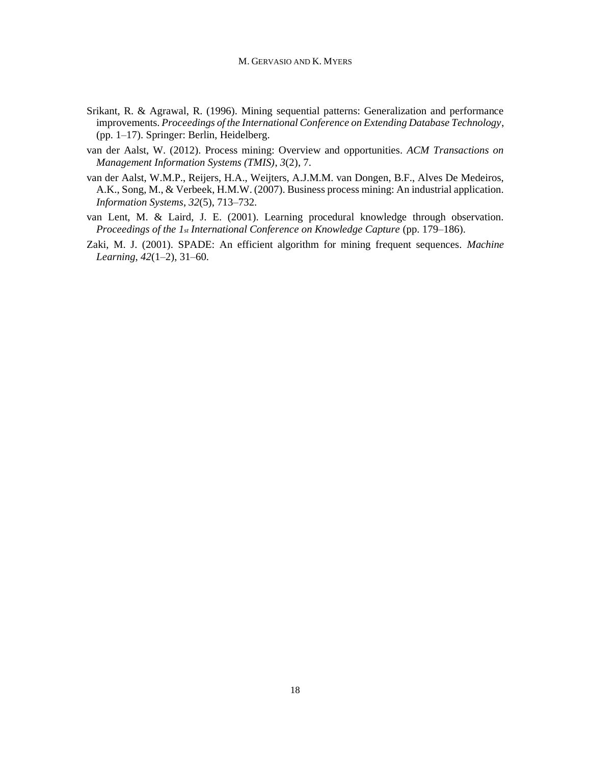Srikant, R. & Agrawal, R. (1996). Mining sequential patterns: Generalization and performance improvements. *Proceedings of the International Conference on Extending Database Technology*, (pp. 1–17). Springer: Berlin, Heidelberg.

van der Aalst, W. (2012). Process mining: Overview and opportunities. *ACM Transactions on Management Information Systems (TMIS)*, *3*(2), 7.

van der Aalst, W.M.P., Reijers, H.A., Weijters, A.J.M.M. van Dongen, B.F., Alves De Medeiros, A.K., Song, M., & Verbeek, H.M.W. (2007). Business process mining: An industrial application. *Information Systems*, *32*(5), 713–732.

van Lent, M. & Laird, J. E. (2001). Learning procedural knowledge through observation. *Proceedings of the 1st International Conference on Knowledge Capture* (pp. 179–186).

Zaki, M. J. (2001). SPADE: An efficient algorithm for mining frequent sequences. *Machine Learning*, *42*(1–2), 31–60.